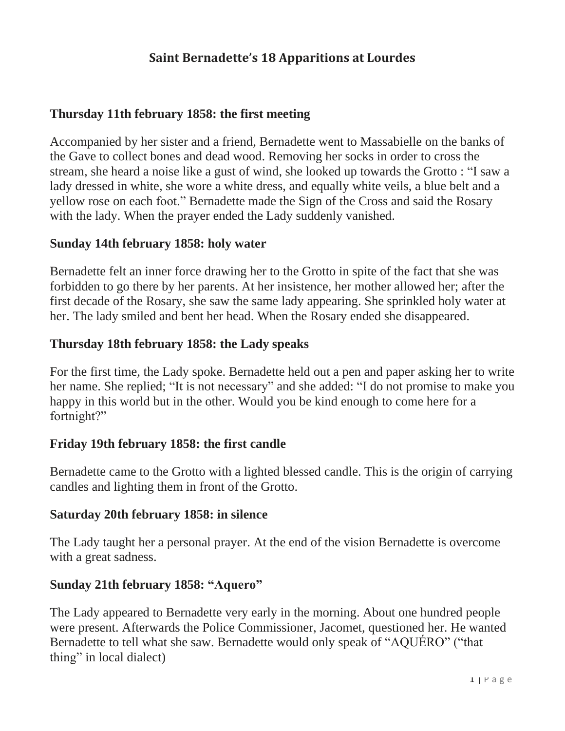# Saint Bernadette's 18 Apparitions at Lourdes

### Thursday 11th february 1858: the first meeting

Accompanied by her sister and a friend, Bernadette went to Massabielle on the banks of the Gave to collect bones and dead wood. Removing her socks in order to cross the stream, she heard a noise like a gust of wind, she looked up towards the Grotto : "I saw a lady dressed in white, she wore a white dress, and equally white veils, a blue belt and a yellow rose on each foot." Bernadette made the Sign of the Cross and said the Rosary with the lady. When the prayer ended the Lady suddenly vanished.

### Sunday 14th february 1858: holy water

Bernadette felt an inner force drawing her to the Grotto in spite of the fact that she was forbidden to go there by her parents. At her insistence, her mother allowed her; after the first decade of the Rosary, she saw the same lady appearing. She sprinkled holy water at her. The lady smiled and bent her head. When the Rosary ended she disappeared.

### Thursday 18th february 1858: the Lady speaks

For the first time, the Lady spoke. Bernadette held out a pen and paper asking her to write her name. She replied; "It is not necessary" and she added: "I do not promise to make you happy in this world but in the other. Would you be kind enough to come here for a fortnight?"

### Friday 19th february 1858: the first candle

Bernadette came to the Grotto with a lighted blessed candle. This is the origin of carrying candles and lighting them in front of the Grotto.

### Saturday 20th february 1858: in silence

The Lady taught her a personal prayer. At the end of the vision Bernadette is overcome with a great sadness.

### Sunday 21th february 1858: "Aquero"

The Lady appeared to Bernadette very early in the morning. About one hundred people were present. Afterwards the Police Commissioner, Jacomet, questioned her. He wanted Bernadette to tell what she saw. Bernadette would only speak of "AQUÉRO" ("that thing" in local dialect)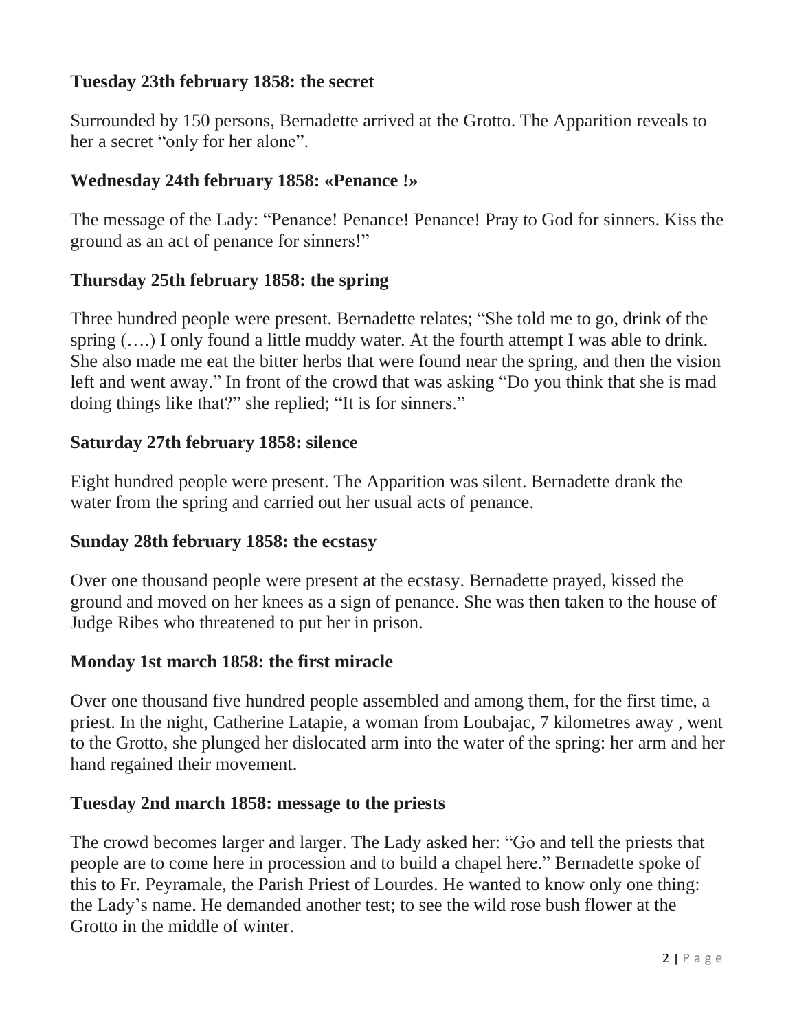### Tuesday 23th february 1858: the secret

Surrounded by 150 persons, Bernadette arrived at the Grotto. The Apparition reveals to her a secret "only for her alone".

### Wednesday 24th february 1858: «Penance !»

The message of the Lady: "Penance! Penance! Penance! Pray to God for sinners. Kiss the ground as an act of penance for sinners!"

### Thursday 25th february 1858: the spring

Three hundred people were present. Bernadette relates; "She told me to go, drink of the spring (….) I only found a little muddy water. At the fourth attempt I was able to drink. She also made me eat the bitter herbs that were found near the spring, and then the vision left and went away." In front of the crowd that was asking "Do you think that she is mad doing things like that?" she replied; "It is for sinners."

### Saturday 27th february 1858: silence

Eight hundred people were present. The Apparition was silent. Bernadette drank the water from the spring and carried out her usual acts of penance.

### Sunday 28th february 1858: the ecstasy

Over one thousand people were present at the ecstasy. Bernadette prayed, kissed the ground and moved on her knees as a sign of penance. She was then taken to the house of Judge Ribes who threatened to put her in prison.

### Monday 1st march 1858: the first miracle

Over one thousand five hundred people assembled and among them, for the first time, a priest. In the night, Catherine Latapie, a woman from Loubajac, 7 kilometres away , went to the Grotto, she plunged her dislocated arm into the water of the spring: her arm and her hand regained their movement.

### Tuesday 2nd march 1858: message to the priests

The crowd becomes larger and larger. The Lady asked her: "Go and tell the priests that people are to come here in procession and to build a chapel here." Bernadette spoke of this to Fr. Peyramale, the Parish Priest of Lourdes. He wanted to know only one thing: the Lady's name. He demanded another test; to see the wild rose bush flower at the Grotto in the middle of winter.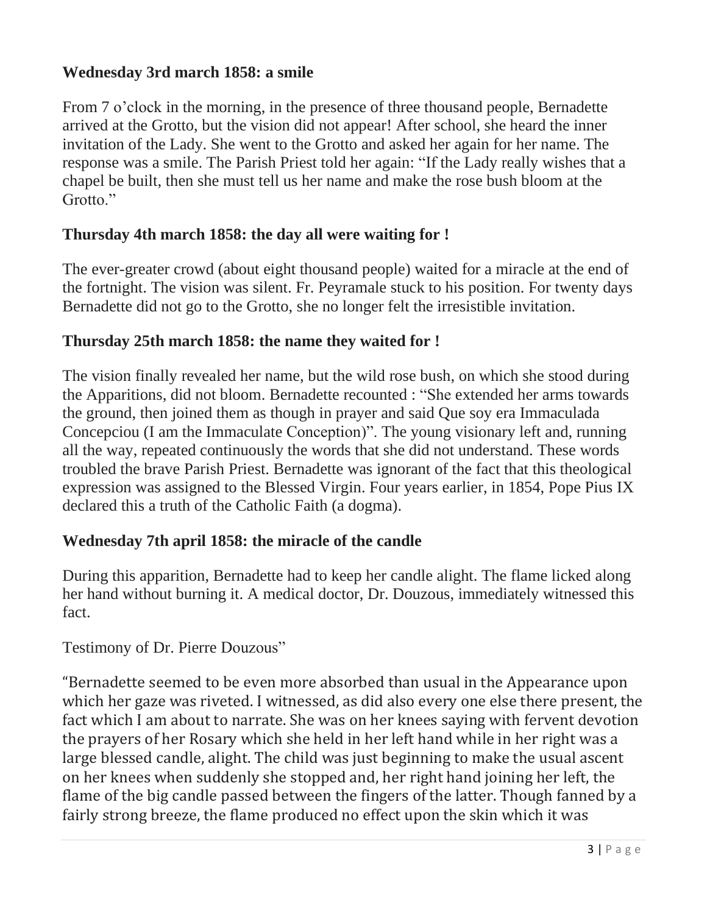### Wednesday 3rd march 1858: a smile

From 7 o'clock in the morning, in the presence of three thousand people, Bernadette arrived at the Grotto, but the vision did not appear! After school, she heard the inner invitation of the Lady. She went to the Grotto and asked her again for her name. The response was a smile. The Parish Priest told her again: "If the Lady really wishes that a chapel be built, then she must tell us her name and make the rose bush bloom at the Grotto."

### Thursday 4th march 1858: the day all were waiting for !

The ever-greater crowd (about eight thousand people) waited for a miracle at the end of the fortnight. The vision was silent. Fr. Peyramale stuck to his position. For twenty days Bernadette did not go to the Grotto, she no longer felt the irresistible invitation.

### Thursday 25th march 1858: the name they waited for !

The vision finally revealed her name, but the wild rose bush, on which she stood during the Apparitions, did not bloom. Bernadette recounted : "She extended her arms towards the ground, then joined them as though in prayer and said Que soy era Immaculada Concepciou (I am the Immaculate Conception)". The young visionary left and, running all the way, repeated continuously the words that she did not understand. These words troubled the brave Parish Priest. Bernadette was ignorant of the fact that this theological expression was assigned to the Blessed Virgin. Four years earlier, in 1854, Pope Pius IX declared this a truth of the Catholic Faith (a dogma).

### Wednesday 7th april 1858: the miracle of the candle

During this apparition, Bernadette had to keep her candle alight. The flame licked along her hand without burning it. A medical doctor, Dr. Douzous, immediately witnessed this fact.

Testimony of Dr. Pierre Douzous"

"Bernadette seemed to be even more absorbed than usual in the Appearance upon which her gaze was riveted. I witnessed, as did also every one else there present, the fact which I am about to narrate. She was on her knees saying with fervent devotion the prayers of her Rosary which she held in her left hand while in her right was a large blessed candle, alight. The child was just beginning to make the usual ascent on her knees when suddenly she stopped and, her right hand joining her left, the flame of the big candle passed between the fingers of the latter. Though fanned by a fairly strong breeze, the flame produced no effect upon the skin which it was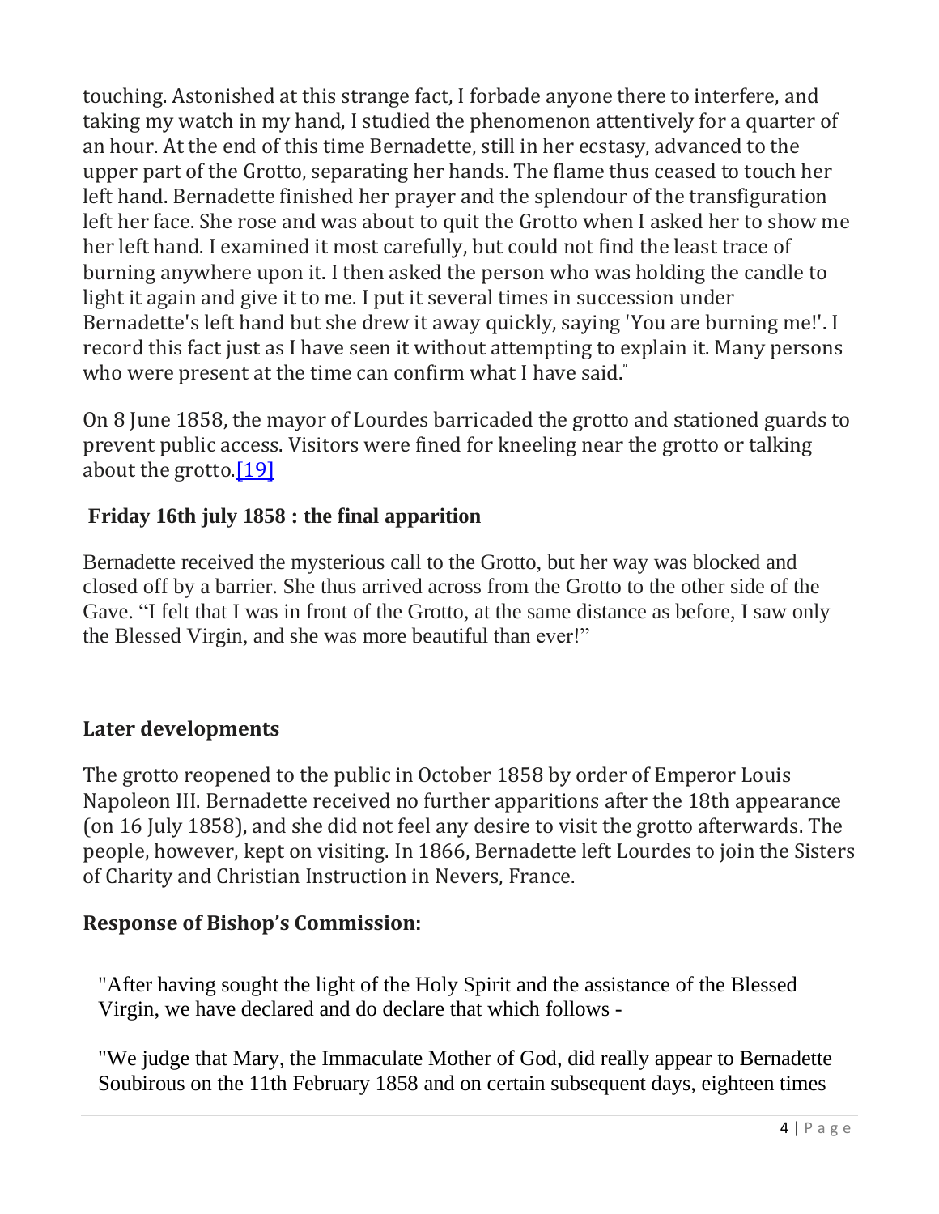touching. Astonished at this strange fact, I forbade anyone there to interfere, and taking my watch in my hand, I studied the phenomenon attentively for a quarter of an hour. At the end of this time Bernadette, still in her ecstasy, advanced to the upper part of the Grotto, separating her hands. The flame thus ceased to touch her left hand. Bernadette finished her prayer and the splendour of the transfiguration left her face. She rose and was about to quit the Grotto when I asked her to show me her left hand. I examined it most carefully, but could not find the least trace of burning anywhere upon it. I then asked the person who was holding the candle to light it again and give it to me. I put it several times in succession under Bernadette's left hand but she drew it away quickly, saying 'You are burning me!'. I record this fact just as I have seen it without attempting to explain it. Many persons who were present at the time can confirm what I have said."

On 8 June 1858, the mayor of Lourdes barricaded the grotto and stationed guards to prevent public access. Visitors were fined for kneeling near the grotto or talking about the grotto.[19]

### Friday 16th july 1858 : the final apparition

Bernadette received the mysterious call to the Grotto, but her way was blocked and closed off by a barrier. She thus arrived across from the Grotto to the other side of the Gave. "I felt that I was in front of the Grotto, at the same distance as before, I saw only the Blessed Virgin, and she was more beautiful than ever!"

## Later developments

The grotto reopened to the public in October 1858 by order of Emperor Louis Napoleon III. Bernadette received no further apparitions after the 18th appearance (on 16 July 1858), and she did not feel any desire to visit the grotto afterwards. The people, however, kept on visiting. In 1866, Bernadette left Lourdes to join the Sisters of Charity and Christian Instruction in Nevers, France.

### Response of Bishop's Commission:

"After having sought the light of the Holy Spirit and the assistance of the Blessed Virgin, we have declared and do declare that which follows -

"We judge that Mary, the Immaculate Mother of God, did really appear to Bernadette Soubirous on the 11th February 1858 and on certain subsequent days, eighteen times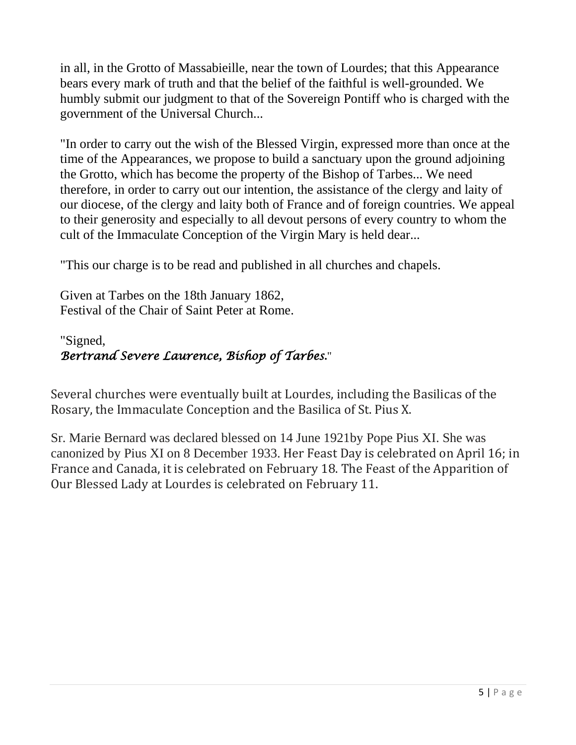in all, in the Grotto of Massabieille, near the town of Lourdes; that this Appearance bears every mark of truth and that the belief of the faithful is well-grounded. We humbly submit our judgment to that of the Sovereign Pontiff who is charged with the government of the Universal Church...

"In order to carry out the wish of the Blessed Virgin, expressed more than once at the time of the Appearances, we propose to build a sanctuary upon the ground adjoining the Grotto, which has become the property of the Bishop of Tarbes... We need therefore, in order to carry out our intention, the assistance of the clergy and laity of our diocese, of the clergy and laity both of France and of foreign countries. We appeal to their generosity and especially to all devout persons of every country to whom the cult of the Immaculate Conception of the Virgin Mary is held dear...

"This our charge is to be read and published in all churches and chapels.

Given at Tarbes on the 18th January 1862,
Festival of the Chair of Saint Peter at Rome.

"Signed,
*Bertrand Severe Laurence, Bishop of Tarbes.*"

Several churches were eventually built at Lourdes, including the Basilicas of the Rosary, the Immaculate Conception and the Basilica of St. Pius X.

Sr. Marie Bernard was declared blessed on 14 June 1921by Pope Pius XI. She was canonized by Pius XI on 8 December 1933. Her Feast Day is celebrated on April 16; in France and Canada, it is celebrated on February 18. The Feast of the Apparition of Our Blessed Lady at Lourdes is celebrated on February 11.